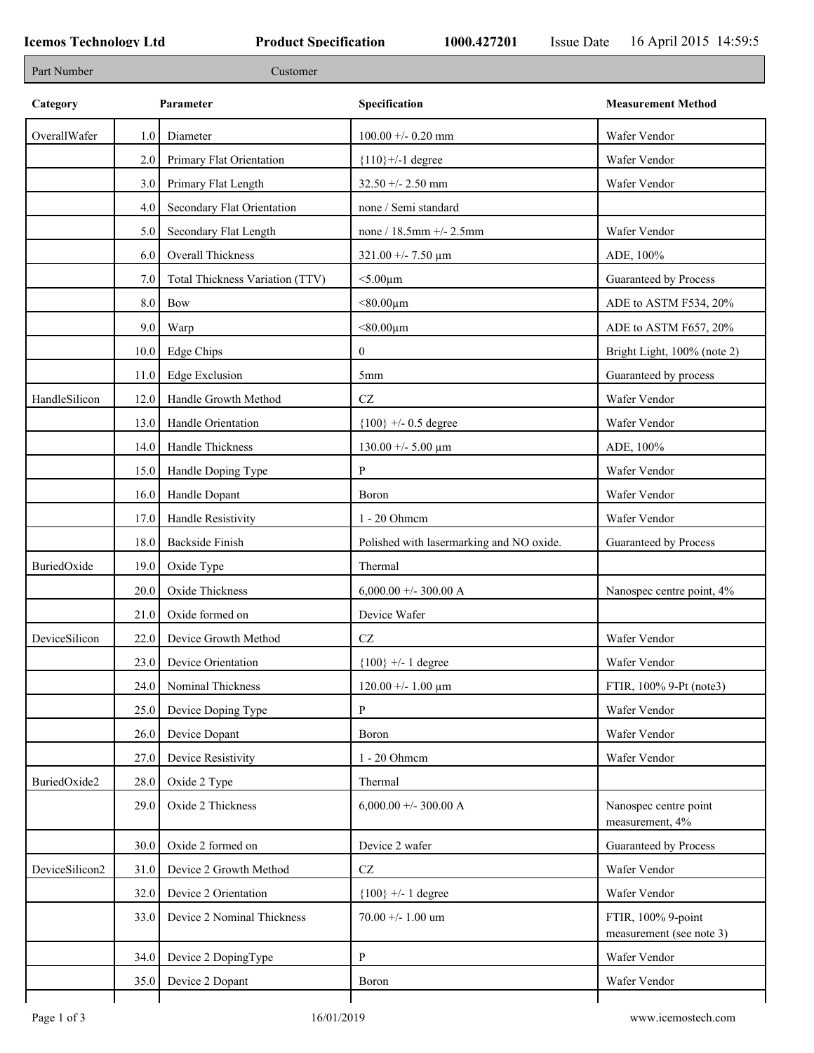**Icemos Technology Ltd** **Product Specification** **1000.427201** Issue Date 16 April 2015 14:59:5

| Part Number | Customer |
|---|---|

| Category | | Parameter | Specification | Measurement Method |
|---|---|---|---|---|
| OverallWafer | 1.0 | Diameter | 100.00 +/- 0.20 mm | Wafer Vendor |
| | 2.0 | Primary Flat Orientation | {110}+/-1 degree | Wafer Vendor |
| | 3.0 | Primary Flat Length | 32.50 +/- 2.50 mm | Wafer Vendor |
| | 4.0 | Secondary Flat Orientation | none / Semi standard | |
| | 5.0 | Secondary Flat Length | none / 18.5mm +/- 2.5mm | Wafer Vendor |
| | 6.0 | Overall Thickness | 321.00 +/- 7.50 µm | ADE, 100% |
| | 7.0 | Total Thickness Variation (TTV) | <5.00µm | Guaranteed by Process |
| | 8.0 | Bow | <80.00µm | ADE to ASTM F534, 20% |
| | 9.0 | Warp | <80.00µm | ADE to ASTM F657, 20% |
| | 10.0 | Edge Chips | 0 | Bright Light, 100% (note 2) |
| | 11.0 | Edge Exclusion | 5mm | Guaranteed by process |
| HandleSilicon | 12.0 | Handle Growth Method | CZ | Wafer Vendor |
| | 13.0 | Handle Orientation | {100} +/- 0.5 degree | Wafer Vendor |
| | 14.0 | Handle Thickness | 130.00 +/- 5.00 µm | ADE, 100% |
| | 15.0 | Handle Doping Type | P | Wafer Vendor |
| | 16.0 | Handle Dopant | Boron | Wafer Vendor |
| | 17.0 | Handle Resistivity | 1 - 20 Ohmcm | Wafer Vendor |
| | 18.0 | Backside Finish | Polished with lasermarking and NO oxide. | Guaranteed by Process |
| BuriedOxide | 19.0 | Oxide Type | Thermal | |
| | 20.0 | Oxide Thickness | 6,000.00 +/- 300.00 A | Nanospec centre point, 4% |
| | 21.0 | Oxide formed on | Device Wafer | |
| DeviceSilicon | 22.0 | Device Growth Method | CZ | Wafer Vendor |
| | 23.0 | Device Orientation | {100} +/- 1 degree | Wafer Vendor |
| | 24.0 | Nominal Thickness | 120.00 +/- 1.00 µm | FTIR, 100% 9-Pt (note3) |
| | 25.0 | Device Doping Type | P | Wafer Vendor |
| | 26.0 | Device Dopant | Boron | Wafer Vendor |
| | 27.0 | Device Resistivity | 1 - 20 Ohmcm | Wafer Vendor |
| BuriedOxide2 | 28.0 | Oxide 2 Type | Thermal | |
| | 29.0 | Oxide 2 Thickness | 6,000.00 +/- 300.00 A | Nanospec centre point measurement, 4% |
| | 30.0 | Oxide 2 formed on | Device 2 wafer | Guaranteed by Process |
| DeviceSilicon2 | 31.0 | Device 2 Growth Method | CZ | Wafer Vendor |
| | 32.0 | Device 2 Orientation | {100} +/- 1 degree | Wafer Vendor |
| | 33.0 | Device 2 Nominal Thickness | 70.00 +/- 1.00 um | FTIR, 100% 9-point measurement (see note 3) |
| | 34.0 | Device 2 DopingType | P | Wafer Vendor |
| | 35.0 | Device 2 Dopant | Boron | Wafer Vendor |

16/01/2019 www.icemostech.com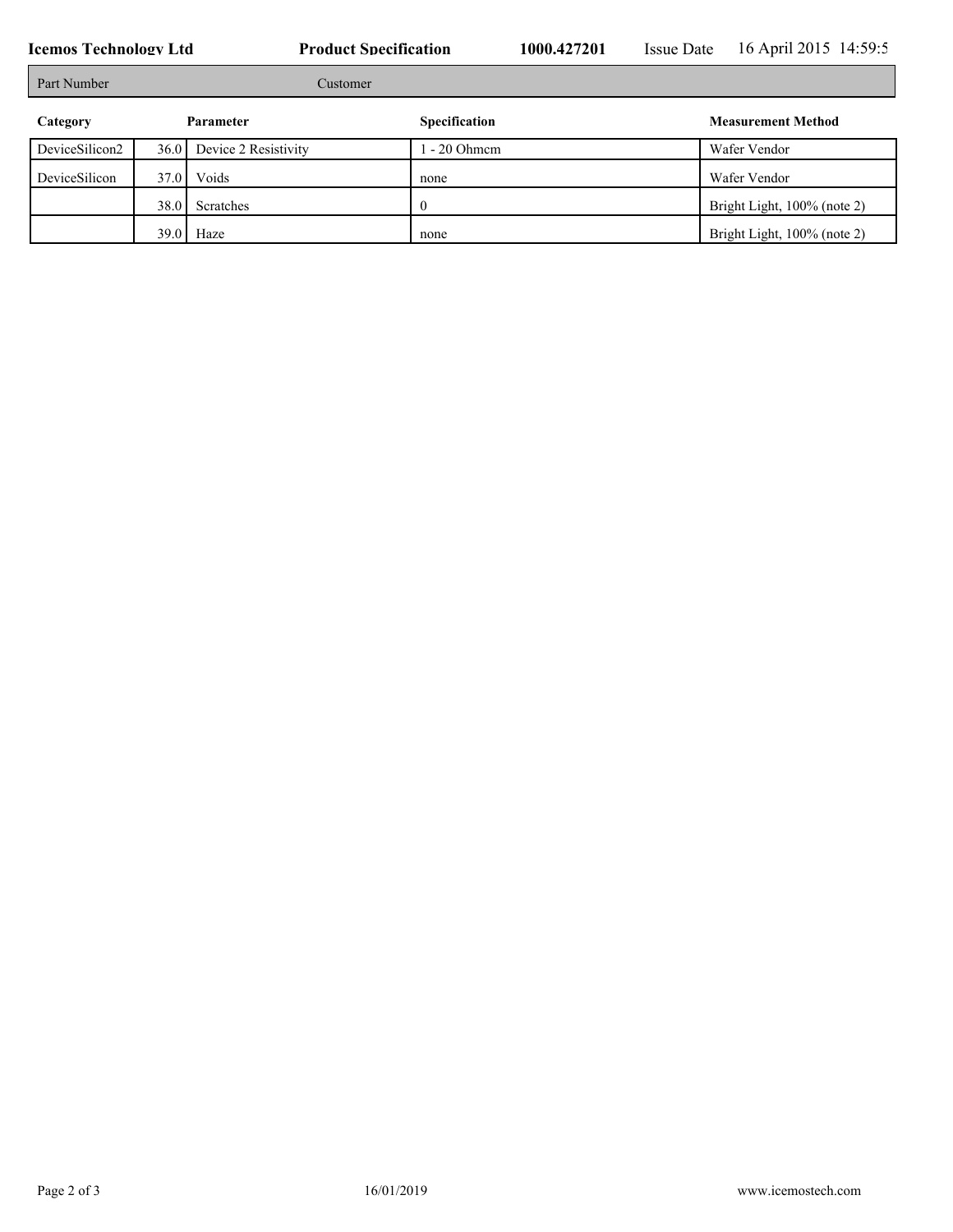| Part Number | | Customer | | |
|---|---|---|---|---|

| Category | | Parameter | Specification | Measurement Method |
|---|---|---|---|---|
| DeviceSilicon2 | 36.0 | Device 2 Resistivity | 1 - 20 Ohmcm | Wafer Vendor |
| DeviceSilicon | 37.0 | Voids | none | Wafer Vendor |
| | 38.0 | Scratches | 0 | Bright Light, 100% (note 2) |
| | 39.0 | Haze | none | Bright Light, 100% (note 2) |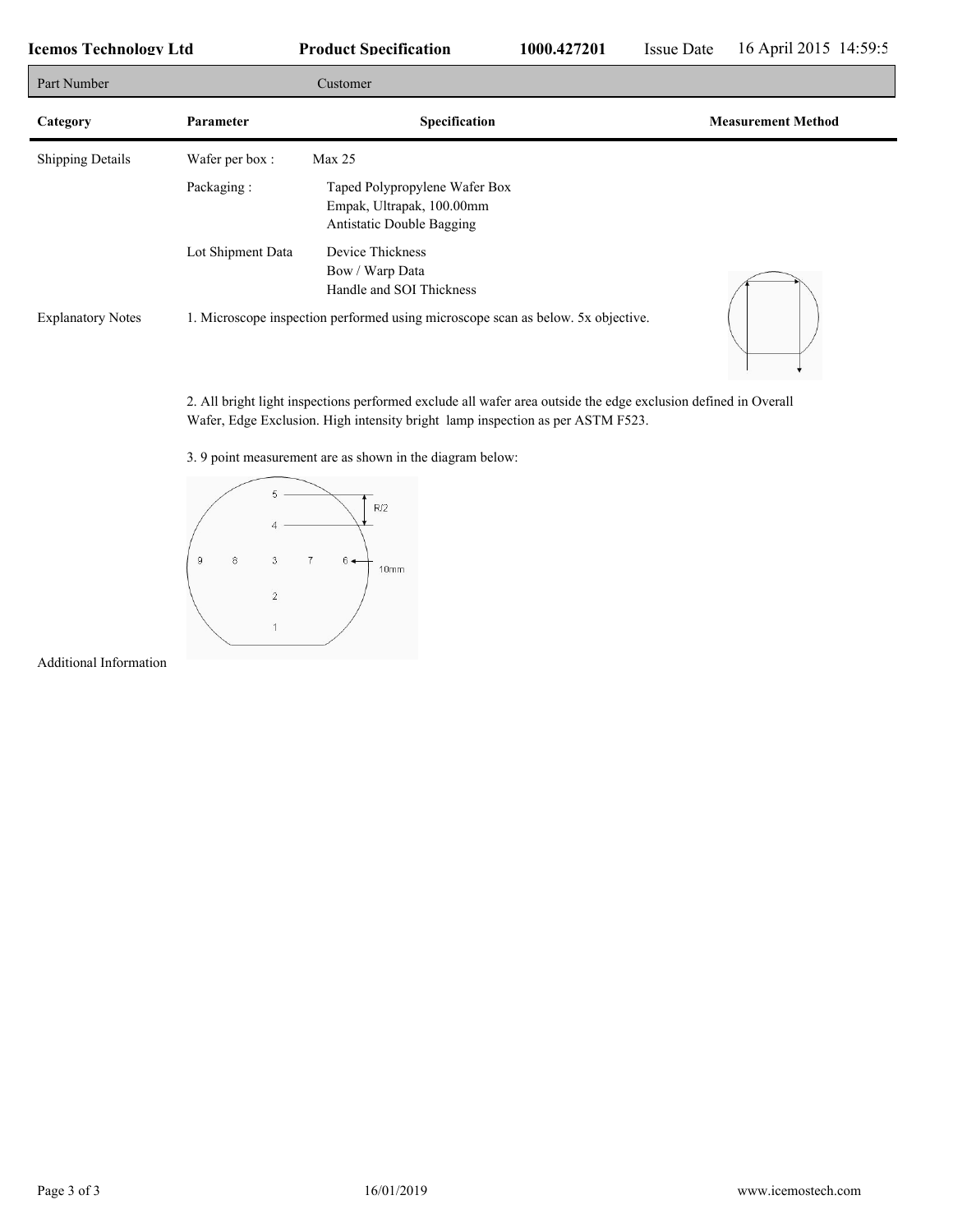| Part Number | Customer | | |
|---|---|---|---|
| **Category** | **Parameter** | **Specification** | **Measurement Method** |
| Shipping Details | Wafer per box : | Max 25 | |
| | Packaging : | Taped Polypropylene Wafer Box<br>Empak, Ultrapak, 100.00mm<br>Antistatic Double Bagging | |
| | Lot Shipment Data | Device Thickness<br>Bow / Warp Data<br>Handle and SOI Thickness | |

Explanatory Notes

1. Microscope inspection performed using microscope scan as below. 5x objective.

2. All bright light inspections performed exclude all wafer area outside the edge exclusion defined in Overall Wafer, Edge Exclusion. High intensity bright lamp inspection as per ASTM F523.

3. 9 point measurement are as shown in the diagram below:

5
4
R/2
9 8 3 7 6
10mm
2
1

Additional Information